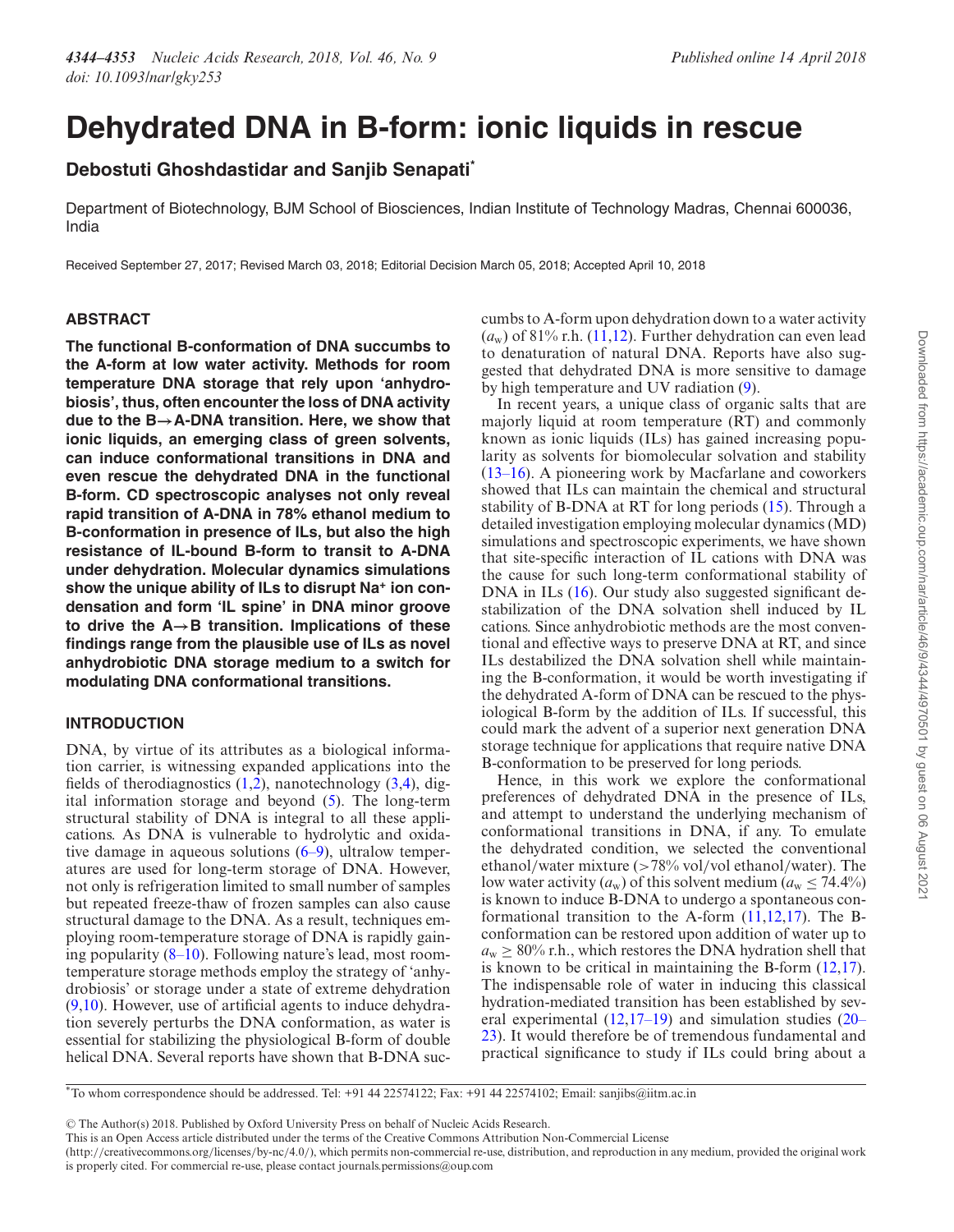# Dehydrated DNA in B-form: ionic liquids in rescue

**Debostuti Ghoshdastidar and Sanjib Senapati***

Department of Biotechnology, BJM School of Biosciences, Indian Institute of Technology Madras, Chennai 600036, India

Received September 27, 2017; Revised March 03, 2018; Editorial Decision March 05, 2018; Accepted April 10, 2018

## ABSTRACT

**The functional B-conformation of DNA succumbs to the A-form at low water activity. Methods for room temperature DNA storage that rely upon 'anhydrobiosis', thus, often encounter the loss of DNA activity due to the B→A-DNA transition. Here, we show that ionic liquids, an emerging class of green solvents, can induce conformational transitions in DNA and even rescue the dehydrated DNA in the functional B-form. CD spectroscopic analyses not only reveal rapid transition of A-DNA in 78% ethanol medium to B-conformation in presence of ILs, but also the high resistance of IL-bound B-form to transit to A-DNA under dehydration. Molecular dynamics simulations show the unique ability of ILs to disrupt $Na^+$ ion condensation and form 'IL spine' in DNA minor groove to drive the A→B transition. Implications of these findings range from the plausible use of ILs as novel anhydrobiotic DNA storage medium to a switch for modulating DNA conformational transitions.**

## INTRODUCTION

DNA, by virtue of its attributes as a biological information carrier, is witnessing expanded applications into the fields of therodiagnostics (1,2), nanotechnology (3,4), digital information storage and beyond (5). The long-term structural stability of DNA is integral to all these applications. As DNA is vulnerable to hydrolytic and oxidative damage in aqueous solutions (6–9), ultralow temperatures are used for long-term storage of DNA. However, not only is refrigeration limited to small number of samples but repeated freeze-thaw of frozen samples can also cause structural damage to the DNA. As a result, techniques employing room-temperature storage of DNA is rapidly gaining popularity (8–10). Following nature's lead, most room-temperature storage methods employ the strategy of 'anhydrobiosis' or storage under a state of extreme dehydration (9,10). However, use of artificial agents to induce dehydration severely perturbs the DNA conformation, as water is essential for stabilizing the physiological B-form of double helical DNA. Several reports have shown that B-DNA succumbs to A-form upon dehydration down to a water activity ($a_w$) of 81% r.h. (11,12). Further dehydration can even lead to denaturation of natural DNA. Reports have also suggested that dehydrated DNA is more sensitive to damage by high temperature and UV radiation (9).

In recent years, a unique class of organic salts that are majorly liquid at room temperature (RT) and commonly known as ionic liquids (ILs) has gained increasing popularity as solvents for biomolecular solvation and stability (13–16). A pioneering work by Macfarlane and coworkers showed that ILs can maintain the chemical and structural stability of B-DNA at RT for long periods (15). Through a detailed investigation employing molecular dynamics (MD) simulations and spectroscopic experiments, we have shown that site-specific interaction of IL cations with DNA was the cause for such long-term conformational stability of DNA in ILs (16). Our study also suggested significant destabilization of the DNA solvation shell induced by IL cations. Since anhydrobiotic methods are the most conventional and effective ways to preserve DNA at RT, and since ILs destabilized the DNA solvation shell while maintaining the B-conformation, it would be worth investigating if the dehydrated A-form of DNA can be rescued to the physiological B-form by the addition of ILs. If successful, this could mark the advent of a superior next generation DNA storage technique for applications that require native DNA B-conformation to be preserved for long periods.

Hence, in this work we explore the conformational preferences of dehydrated DNA in the presence of ILs, and attempt to understand the underlying mechanism of conformational transitions in DNA, if any. To emulate the dehydrated condition, we selected the conventional ethanol/water mixture (>78% vol/vol ethanol/water). The low water activity ($a_w$) of this solvent medium ($a_w \leq 74.4\%$) is known to induce B-DNA to undergo a spontaneous conformational transition to the A-form (11,12,17). The B-conformation can be restored upon addition of water up to $a_w \geq 80\%$ r.h., which restores the DNA hydration shell that is known to be critical in maintaining the B-form (12,17). The indispensable role of water in inducing this classical hydration-mediated transition has been established by several experimental (12,17–19) and simulation studies (20–23). It would therefore be of tremendous fundamental and practical significance to study if ILs could bring about a

*To whom correspondence should be addressed. Tel: +91 44 22574122; Fax: +91 44 22574102; Email: sanjibs@iitm.ac.in

© The Author(s) 2018. Published by Oxford University Press on behalf of Nucleic Acids Research.
This is an Open Access article distributed under the terms of the Creative Commons Attribution Non-Commercial License (http://creativecommons.org/licenses/by-nc/4.0/), which permits non-commercial re-use, distribution, and reproduction in any medium, provided the original work is properly cited. For commercial re-use, please contact journals.permissions@oup.com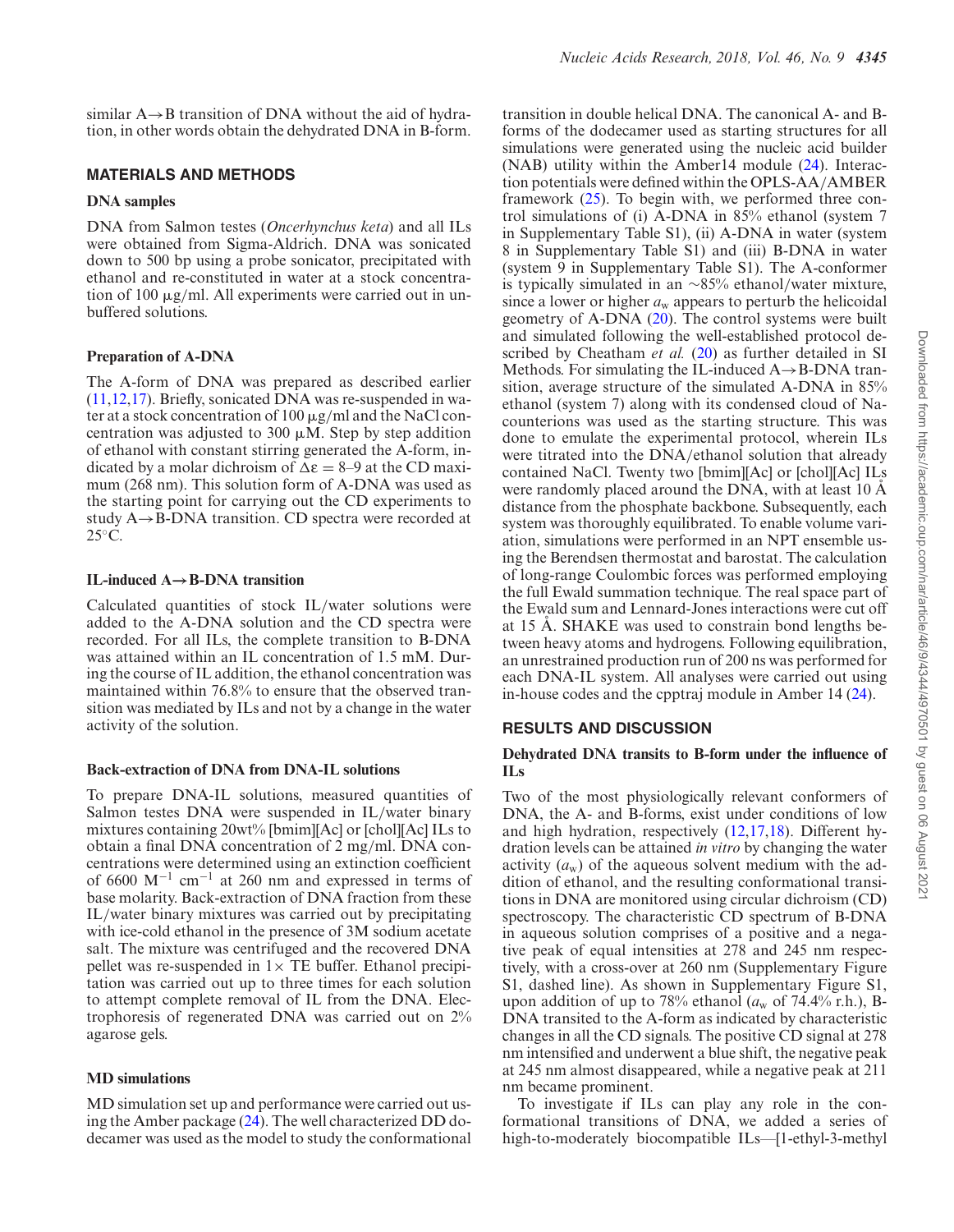similar A→B transition of DNA without the aid of hydration, in other words obtain the dehydrated DNA in B-form.

## MATERIALS AND METHODS

### DNA samples

DNA from Salmon testes (*Oncerhynchus keta*) and all ILs were obtained from Sigma-Aldrich. DNA was sonicated down to 500 bp using a probe sonicator, precipitated with ethanol and re-constituted in water at a stock concentration of 100 μg/ml. All experiments were carried out in unbuffered solutions.

### Preparation of A-DNA

The A-form of DNA was prepared as described earlier (11,12,17). Briefly, sonicated DNA was re-suspended in water at a stock concentration of 100 μg/ml and the NaCl concentration was adjusted to 300 μM. Step by step addition of ethanol with constant stirring generated the A-form, indicated by a molar dichroism of $\Delta\varepsilon = 8$–9 at the CD maximum (268 nm). This solution form of A-DNA was used as the starting point for carrying out the CD experiments to study A→B-DNA transition. CD spectra were recorded at 25°C.

### IL-induced A→B-DNA transition

Calculated quantities of stock IL/water solutions were added to the A-DNA solution and the CD spectra were recorded. For all ILs, the complete transition to B-DNA was attained within an IL concentration of 1.5 mM. During the course of IL addition, the ethanol concentration was maintained within 76.8% to ensure that the observed transition was mediated by ILs and not by a change in the water activity of the solution.

### Back-extraction of DNA from DNA-IL solutions

To prepare DNA-IL solutions, measured quantities of Salmon testes DNA were suspended in IL/water binary mixtures containing 20wt% [bmim][Ac] or [chol][Ac] ILs to obtain a final DNA concentration of 2 mg/ml. DNA concentrations were determined using an extinction coefficient of 6600 $M^{-1}$ $cm^{-1}$ at 260 nm and expressed in terms of base molarity. Back-extraction of DNA fraction from these IL/water binary mixtures was carried out by precipitating with ice-cold ethanol in the presence of 3M sodium acetate salt. The mixture was centrifuged and the recovered DNA pellet was re-suspended in 1× TE buffer. Ethanol precipitation was carried out up to three times for each solution to attempt complete removal of IL from the DNA. Electrophoresis of regenerated DNA was carried out on 2% agarose gels.

### MD simulations

MD simulation set up and performance were carried out using the Amber package (24). The well characterized DD dodecamer was used as the model to study the conformational transition in double helical DNA. The canonical A- and B-forms of the dodecamer used as starting structures for all simulations were generated using the nucleic acid builder (NAB) utility within the Amber14 module (24). Interaction potentials were defined within the OPLS-AA/AMBER framework (25). To begin with, we performed three control simulations of (i) A-DNA in 85% ethanol (system 7 in Supplementary Table S1), (ii) A-DNA in water (system 8 in Supplementary Table S1) and (iii) B-DNA in water (system 9 in Supplementary Table S1). The A-conformer is typically simulated in an ∼85% ethanol/water mixture, since a lower or higher $a_w$ appears to perturb the helicoidal geometry of A-DNA (20). The control systems were built and simulated following the well-established protocol described by Cheatham *et al.* (20) as further detailed in SI Methods. For simulating the IL-induced A→B-DNA transition, average structure of the simulated A-DNA in 85% ethanol (system 7) along with its condensed cloud of Na-counterions was used as the starting structure. This was done to emulate the experimental protocol, wherein ILs were titrated into the DNA/ethanol solution that already contained NaCl. Twenty two [bmim][Ac] or [chol][Ac] ILs were randomly placed around the DNA, with at least 10 Å distance from the phosphate backbone. Subsequently, each system was thoroughly equilibrated. To enable volume variation, simulations were performed in an NPT ensemble using the Berendsen thermostat and barostat. The calculation of long-range Coulombic forces was performed employing the full Ewald summation technique. The real space part of the Ewald sum and Lennard-Jones interactions were cut off at 15 Å. SHAKE was used to constrain bond lengths between heavy atoms and hydrogens. Following equilibration, an unrestrained production run of 200 ns was performed for each DNA-IL system. All analyses were carried out using in-house codes and the cpptraj module in Amber 14 (24).

## RESULTS AND DISCUSSION

### Dehydrated DNA transits to B-form under the influence of ILs

Two of the most physiologically relevant conformers of DNA, the A- and B-forms, exist under conditions of low and high hydration, respectively (12,17,18). Different hydration levels can be attained *in vitro* by changing the water activity ($a_w$) of the aqueous solvent medium with the addition of ethanol, and the resulting conformational transitions in DNA are monitored using circular dichroism (CD) spectroscopy. The characteristic CD spectrum of B-DNA in aqueous solution comprises of a positive and a negative peak of equal intensities at 278 and 245 nm respectively, with a cross-over at 260 nm (Supplementary Figure S1, dashed line). As shown in Supplementary Figure S1, upon addition of up to 78% ethanol ($a_w$ of 74.4% r.h.), B-DNA transited to the A-form as indicated by characteristic changes in all the CD signals. The positive CD signal at 278 nm intensified and underwent a blue shift, the negative peak at 245 nm almost disappeared, while a negative peak at 211 nm became prominent.

To investigate if ILs can play any role in the conformational transitions of DNA, we added a series of high-to-moderately biocompatible ILs—[1-ethyl-3-methyl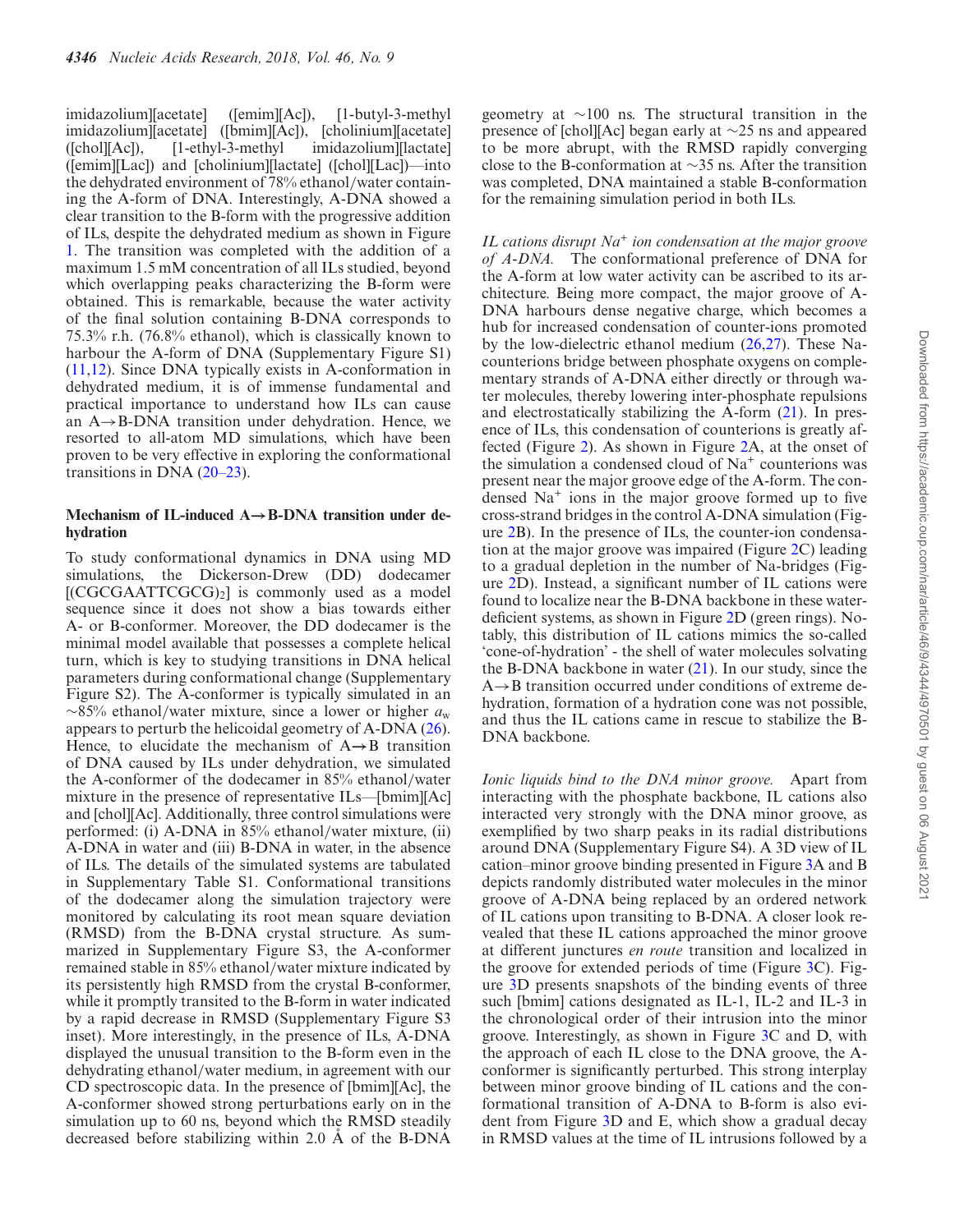imidazolium][acetate] ([emim][Ac]), [1-butyl-3-methyl imidazolium][acetate] ([bmim][Ac]), [cholinium][acetate] ([chol][Ac]), [1-ethyl-3-methyl imidazolium][lactate] ([emim][Lac]) and [cholinium][lactate] ([chol][Lac])—into the dehydrated environment of 78% ethanol/water containing the A-form of DNA. Interestingly, A-DNA showed a clear transition to the B-form with the progressive addition of ILs, despite the dehydrated medium as shown in Figure 1. The transition was completed with the addition of a maximum 1.5 mM concentration of all ILs studied, beyond which overlapping peaks characterizing the B-form were obtained. This is remarkable, because the water activity of the final solution containing B-DNA corresponds to 75.3% r.h. (76.8% ethanol), which is classically known to harbour the A-form of DNA (Supplementary Figure S1) (11,12). Since DNA typically exists in A-conformation in dehydrated medium, it is of immense fundamental and practical importance to understand how ILs can cause an A→B-DNA transition under dehydration. Hence, we resorted to all-atom MD simulations, which have been proven to be very effective in exploring the conformational transitions in DNA (20–23).

### Mechanism of IL-induced A→B-DNA transition under dehydration

To study conformational dynamics in DNA using MD simulations, the Dickerson-Drew (DD) dodecamer [(CGCGAATTCGCG)$_2$] is commonly used as a model sequence since it does not show a bias towards either A- or B-conformer. Moreover, the DD dodecamer is the minimal model available that possesses a complete helical turn, which is key to studying transitions in DNA helical parameters during conformational change (Supplementary Figure S2). The A-conformer is typically simulated in an ~85% ethanol/water mixture, since a lower or higher $a_w$ appears to perturb the helicoidal geometry of A-DNA (26). Hence, to elucidate the mechanism of A→B transition of DNA caused by ILs under dehydration, we simulated the A-conformer of the dodecamer in 85% ethanol/water mixture in the presence of representative ILs—[bmim][Ac] and [chol][Ac]. Additionally, three control simulations were performed: (i) A-DNA in 85% ethanol/water mixture, (ii) A-DNA in water and (iii) B-DNA in water, in the absence of ILs. The details of the simulated systems are tabulated in Supplementary Table S1. Conformational transitions of the dodecamer along the simulation trajectory were monitored by calculating its root mean square deviation (RMSD) from the B-DNA crystal structure. As summarized in Supplementary Figure S3, the A-conformer remained stable in 85% ethanol/water mixture indicated by its persistently high RMSD from the crystal B-conformer, while it promptly transited to the B-form in water indicated by a rapid decrease in RMSD (Supplementary Figure S3 inset). More interestingly, in the presence of ILs, A-DNA displayed the unusual transition to the B-form even in the dehydrating ethanol/water medium, in agreement with our CD spectroscopic data. In the presence of [bmim][Ac], the A-conformer showed strong perturbations early on in the simulation up to 60 ns, beyond which the RMSD steadily decreased before stabilizing within 2.0 Å of the B-DNA geometry at ~100 ns. The structural transition in the presence of [chol][Ac] began early at ~25 ns and appeared to be more abrupt, with the RMSD rapidly converging close to the B-conformation at ~35 ns. After the transition was completed, DNA maintained a stable B-conformation for the remaining simulation period in both ILs.

*IL cations disrupt $Na^+$ ion condensation at the major groove of A-DNA.* The conformational preference of DNA for the A-form at low water activity can be ascribed to its architecture. Being more compact, the major groove of A-DNA harbours dense negative charge, which becomes a hub for increased condensation of counter-ions promoted by the low-dielectric ethanol medium (26,27). These Na-counterions bridge between phosphate oxygens on complementary strands of A-DNA either directly or through water molecules, thereby lowering inter-phosphate repulsions and electrostatically stabilizing the A-form (21). In presence of ILs, this condensation of counterions is greatly affected (Figure 2). As shown in Figure 2A, at the onset of the simulation a condensed cloud of $Na^+$ counterions was present near the major groove edge of the A-form. The condensed $Na^+$ ions in the major groove formed up to five cross-strand bridges in the control A-DNA simulation (Figure 2B). In the presence of ILs, the counter-ion condensation at the major groove was impaired (Figure 2C) leading to a gradual depletion in the number of Na-bridges (Figure 2D). Instead, a significant number of IL cations were found to localize near the B-DNA backbone in these water-deficient systems, as shown in Figure 2D (green rings). Notably, this distribution of IL cations mimics the so-called 'cone-of-hydration' - the shell of water molecules solvating the B-DNA backbone in water (21). In our study, since the A→B transition occurred under conditions of extreme dehydration, formation of a hydration cone was not possible, and thus the IL cations came in rescue to stabilize the B-DNA backbone.

*Ionic liquids bind to the DNA minor groove.* Apart from interacting with the phosphate backbone, IL cations also interacted very strongly with the DNA minor groove, as exemplified by two sharp peaks in its radial distributions around DNA (Supplementary Figure S4). A 3D view of IL cation–minor groove binding presented in Figure 3A and B depicts randomly distributed water molecules in the minor groove of A-DNA being replaced by an ordered network of IL cations upon transiting to B-DNA. A closer look revealed that these IL cations approached the minor groove at different junctures *en route* transition and localized in the groove for extended periods of time (Figure 3C). Figure 3D presents snapshots of the binding events of three such [bmim] cations designated as IL-1, IL-2 and IL-3 in the chronological order of their intrusion into the minor groove. Interestingly, as shown in Figure 3C and D, with the approach of each IL close to the DNA groove, the A-conformer is significantly perturbed. This strong interplay between minor groove binding of IL cations and the conformational transition of A-DNA to B-form is also evident from Figure 3D and E, which show a gradual decay in RMSD values at the time of IL intrusions followed by a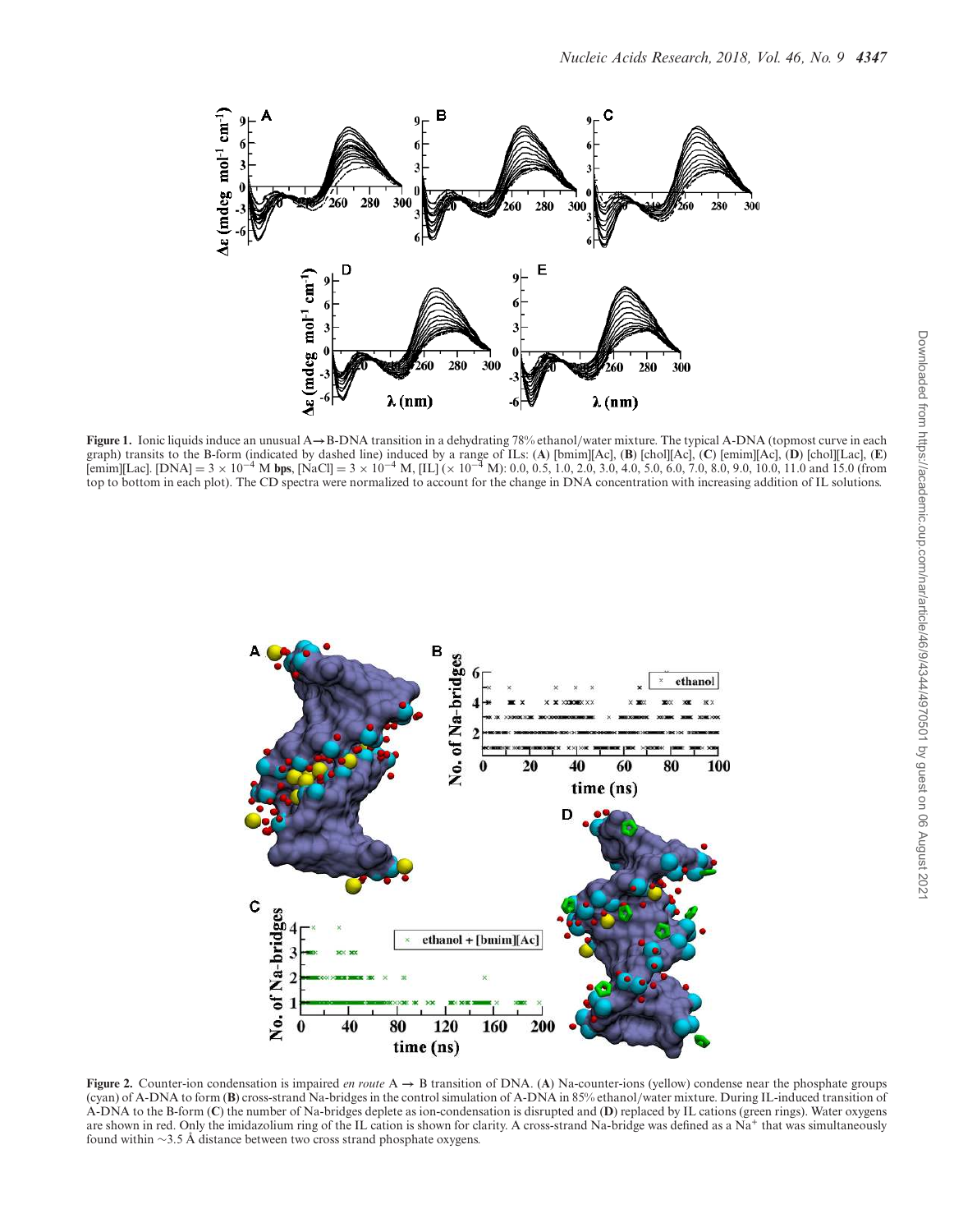**Figure 1.** Ionic liquids induce an unusual A→B-DNA transition in a dehydrating 78% ethanol/water mixture. The typical A-DNA (topmost curve in each graph) transits to the B-form (indicated by dashed line) induced by a range of ILs: (**A**) [bmim][Ac], (**B**) [chol][Ac], (**C**) [emim][Ac], (**D**) [chol][Lac], (**E**) [emim][Lac]. [DNA] = $3 \times 10^{-4}$ M **bps**, [NaCl] = $3 \times 10^{-4}$ M, [IL] ($\times 10^{-4}$ M): 0.0, 0.5, 1.0, 2.0, 3.0, 4.0, 5.0, 6.0, 7.0, 8.0, 9.0, 10.0, 11.0 and 15.0 (from top to bottom in each plot). The CD spectra were normalized to account for the change in DNA concentration with increasing addition of IL solutions.

**Figure 2.** Counter-ion condensation is impaired *en route* A → B transition of DNA. (**A**) Na-counter-ions (yellow) condense near the phosphate groups (cyan) of A-DNA to form (**B**) cross-strand Na-bridges in the control simulation of A-DNA in 85% ethanol/water mixture. During IL-induced transition of A-DNA to the B-form (**C**) the number of Na-bridges deplete as ion-condensation is disrupted and (**D**) replaced by IL cations (green rings). Water oxygens are shown in red. Only the imidazolium ring of the IL cation is shown for clarity. A cross-strand Na-bridge was defined as a $Na^{+}$ that was simultaneously found within ~3.5 Å distance between two cross strand phosphate oxygens.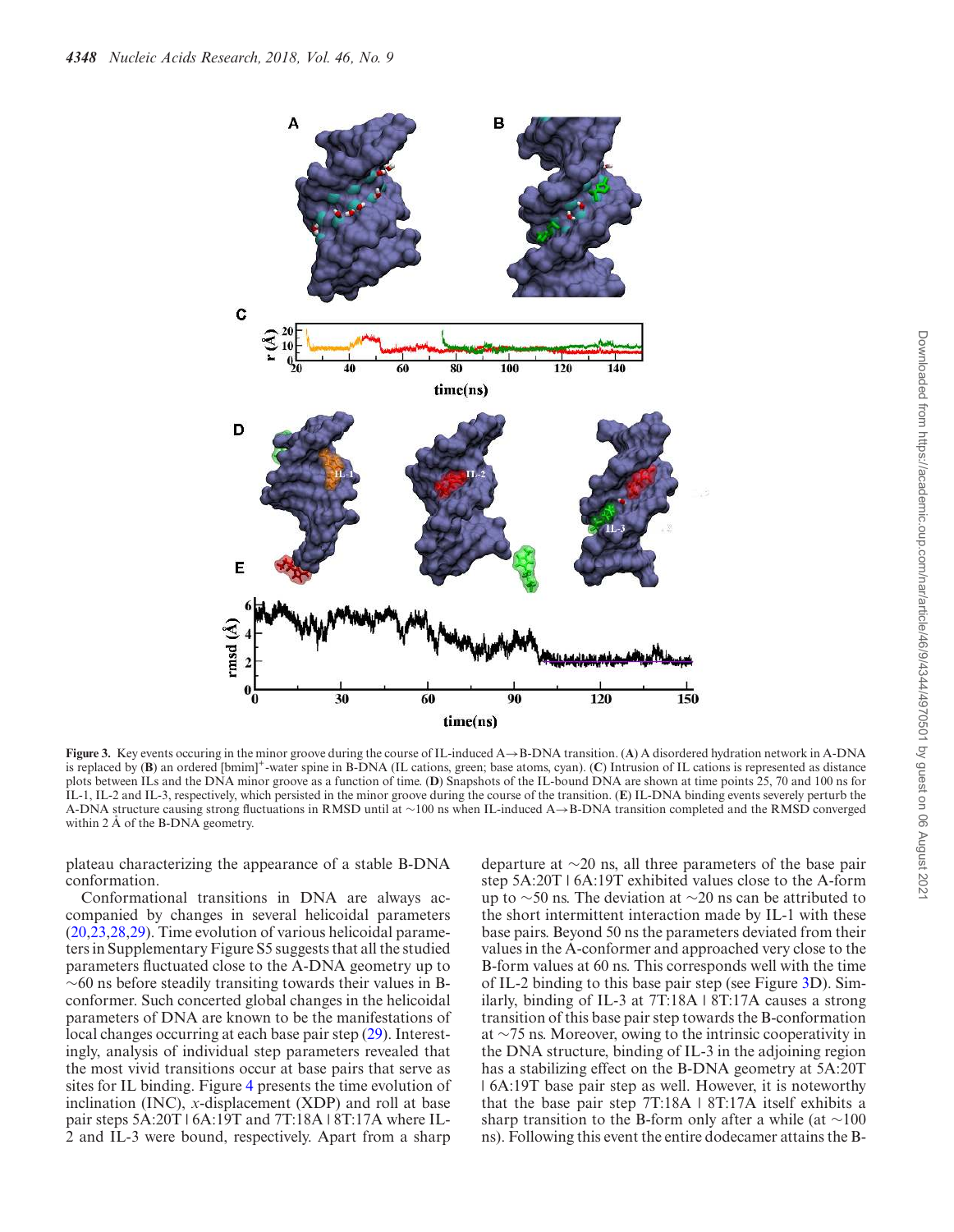**Figure 3.** Key events occuring in the minor groove during the course of IL-induced A→B-DNA transition. (**A**) A disordered hydration network in A-DNA is replaced by (**B**) an ordered [bmim]$^{+}$-water spine in B-DNA (IL cations, green; base atoms, cyan). (**C**) Intrusion of IL cations is represented as distance plots between ILs and the DNA minor groove as a function of time. (**D**) Snapshots of the IL-bound DNA are shown at time points 25, 70 and 100 ns for IL-1, IL-2 and IL-3, respectively, which persisted in the minor groove during the course of the transition. (**E**) IL-DNA binding events severely perturb the A-DNA structure causing strong fluctuations in RMSD until at ∼100 ns when IL-induced A→B-DNA transition completed and the RMSD converged within 2 Å of the B-DNA geometry.

plateau characterizing the appearance of a stable B-DNA conformation.

Conformational transitions in DNA are always accompanied by changes in several helicoidal parameters (20,23,28,29). Time evolution of various helicoidal parameters in Supplementary Figure S5 suggests that all the studied parameters fluctuated close to the A-DNA geometry up to ∼60 ns before steadily transiting towards their values in B-conformer. Such concerted global changes in the helicoidal parameters of DNA are known to be the manifestations of local changes occurring at each base pair step (29). Interestingly, analysis of individual step parameters revealed that the most vivid transitions occur at base pairs that serve as sites for IL binding. Figure 4 presents the time evolution of inclination (INC), *x*-displacement (XDP) and roll at base pair steps 5A:20T | 6A:19T and 7T:18A | 8T:17A where IL-2 and IL-3 were bound, respectively. Apart from a sharp departure at ∼20 ns, all three parameters of the base pair step 5A:20T | 6A:19T exhibited values close to the A-form up to ∼50 ns. The deviation at ∼20 ns can be attributed to the short intermittent interaction made by IL-1 with these base pairs. Beyond 50 ns the parameters deviated from their values in the A-conformer and approached very close to the B-form values at 60 ns. This corresponds well with the time of IL-2 binding to this base pair step (see Figure 3D). Similarly, binding of IL-3 at 7T:18A | 8T:17A causes a strong transition of this base pair step towards the B-conformation at ∼75 ns. Moreover, owing to the intrinsic cooperativity in the DNA structure, binding of IL-3 in the adjoining region has a stabilizing effect on the B-DNA geometry at 5A:20T | 6A:19T base pair step as well. However, it is noteworthy that the base pair step 7T:18A | 8T:17A itself exhibits a sharp transition to the B-form only after a while (at ∼100 ns). Following this event the entire dodecamer attains the B-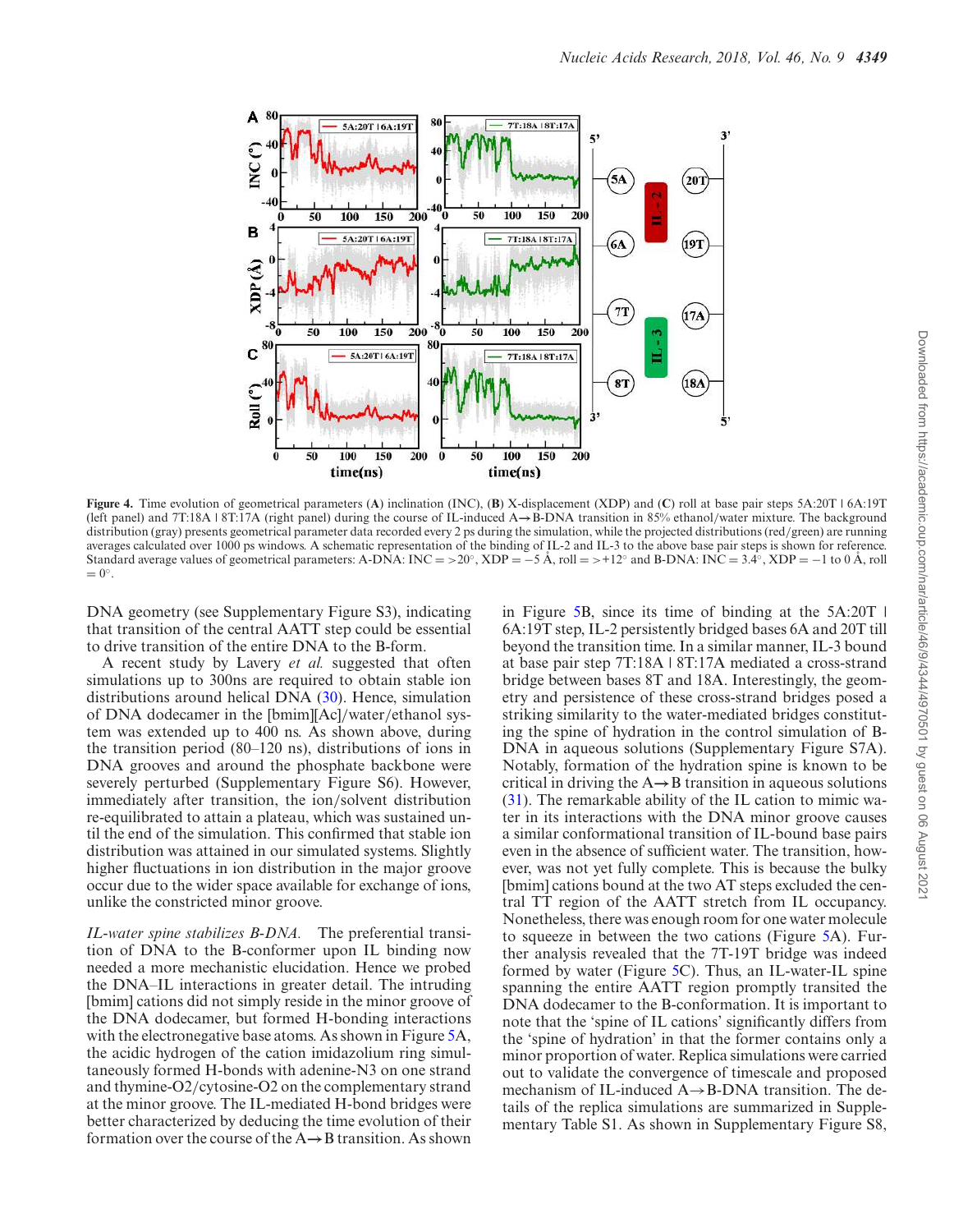**Figure 4.** Time evolution of geometrical parameters (**A**) inclination (INC), (**B**) X-displacement (XDP) and (**C**) roll at base pair steps 5A:20T | 6A:19T (left panel) and 7T:18A | 8T:17A (right panel) during the course of IL-induced A→B-DNA transition in 85% ethanol/water mixture. The background distribution (gray) presents geometrical parameter data recorded every 2 ps during the simulation, while the projected distributions (red/green) are running averages calculated over 1000 ps windows. A schematic representation of the binding of IL-2 and IL-3 to the above base pair steps is shown for reference. Standard average values of geometrical parameters: A-DNA: INC = >20°, XDP = −5 Å, roll = >+12° and B-DNA: INC = 3.4°, XDP = −1 to 0 Å, roll = 0°.

DNA geometry (see Supplementary Figure S3), indicating that transition of the central AATT step could be essential to drive transition of the entire DNA to the B-form.

A recent study by Lavery *et al.* suggested that often simulations up to 300ns are required to obtain stable ion distributions around helical DNA (30). Hence, simulation of DNA dodecamer in the [bmim][Ac]/water/ethanol system was extended up to 400 ns. As shown above, during the transition period (80–120 ns), distributions of ions in DNA grooves and around the phosphate backbone were severely perturbed (Supplementary Figure S6). However, immediately after transition, the ion/solvent distribution re-equilibrated to attain a plateau, which was sustained until the end of the simulation. This confirmed that stable ion distribution was attained in our simulated systems. Slightly higher fluctuations in ion distribution in the major groove occur due to the wider space available for exchange of ions, unlike the constricted minor groove.

*IL-water spine stabilizes B-DNA.* The preferential transition of DNA to the B-conformer upon IL binding now needed a more mechanistic elucidation. Hence we probed the DNA–IL interactions in greater detail. The intruding [bmim] cations did not simply reside in the minor groove of the DNA dodecamer, but formed H-bonding interactions with the electronegative base atoms. As shown in Figure 5A, the acidic hydrogen of the cation imidazolium ring simultaneously formed H-bonds with adenine-N3 on one strand and thymine-O2/cytosine-O2 on the complementary strand at the minor groove. The IL-mediated H-bond bridges were better characterized by deducing the time evolution of their formation over the course of the A→B transition. As shown in Figure 5B, since its time of binding at the 5A:20T | 6A:19T step, IL-2 persistently bridged bases 6A and 20T till beyond the transition time. In a similar manner, IL-3 bound at base pair step 7T:18A | 8T:17A mediated a cross-strand bridge between bases 8T and 18A. Interestingly, the geometry and persistence of these cross-strand bridges posed a striking similarity to the water-mediated bridges constituting the spine of hydration in the control simulation of B-DNA in aqueous solutions (Supplementary Figure S7A). Notably, formation of the hydration spine is known to be critical in driving the A→B transition in aqueous solutions (31). The remarkable ability of the IL cation to mimic water in its interactions with the DNA minor groove causes a similar conformational transition of IL-bound base pairs even in the absence of sufficient water. The transition, however, was not yet fully complete. This is because the bulky [bmim] cations bound at the two AT steps excluded the central TT region of the AATT stretch from IL occupancy. Nonetheless, there was enough room for one water molecule to squeeze in between the two cations (Figure 5A). Further analysis revealed that the 7T-19T bridge was indeed formed by water (Figure 5C). Thus, an IL-water-IL spine spanning the entire AATT region promptly transited the DNA dodecamer to the B-conformation. It is important to note that the 'spine of IL cations' significantly differs from the 'spine of hydration' in that the former contains only a minor proportion of water. Replica simulations were carried out to validate the convergence of timescale and proposed mechanism of IL-induced A→B-DNA transition. The details of the replica simulations are summarized in Supplementary Table S1. As shown in Supplementary Figure S8,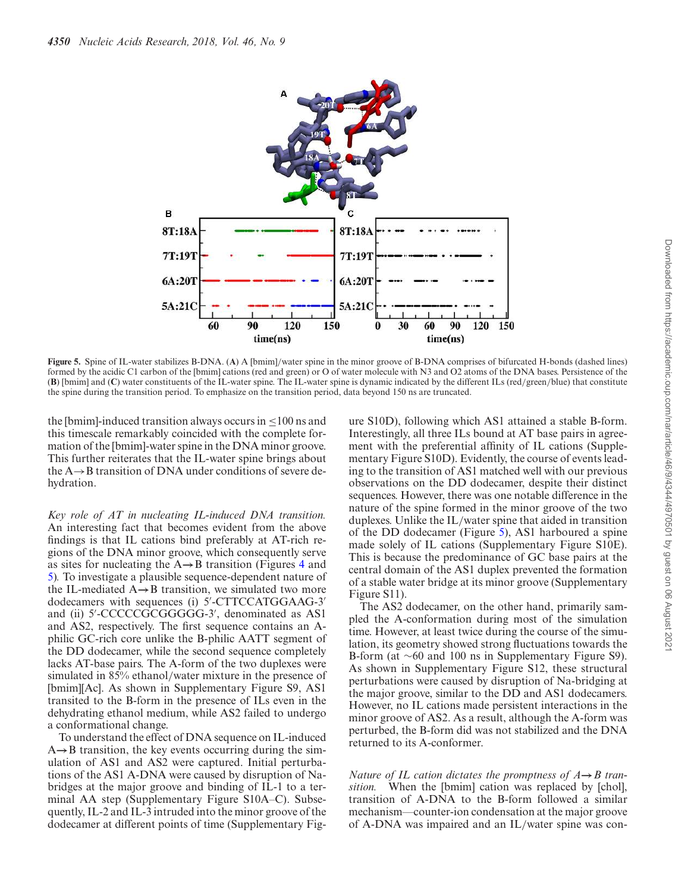**Figure 5.** Spine of IL-water stabilizes B-DNA. (**A**) A [bmim]/water spine in the minor groove of B-DNA comprises of bifurcated H-bonds (dashed lines) formed by the acidic C1 carbon of the [bmim] cations (red and green) or O of water molecule with N3 and O2 atoms of the DNA bases. Persistence of the (**B**) [bmim] and (**C**) water constituents of the IL-water spine. The IL-water spine is dynamic indicated by the different ILs (red/green/blue) that constitute the spine during the transition period. To emphasize on the transition period, data beyond 150 ns are truncated.

the [bmim]-induced transition always occurs in ≤100 ns and this timescale remarkably coincided with the complete formation of the [bmim]-water spine in the DNA minor groove. This further reiterates that the IL-water spine brings about the A→B transition of DNA under conditions of severe dehydration.

*Key role of AT in nucleating IL-induced DNA transition.* An interesting fact that becomes evident from the above findings is that IL cations bind preferably at AT-rich regions of the DNA minor groove, which consequently serve as sites for nucleating the A→B transition (Figures 4 and 5). To investigate a plausible sequence-dependent nature of the IL-mediated A→B transition, we simulated two more dodecamers with sequences (i) 5′-CTTCCATGGAAG-3′ and (ii) 5′-CCCCCGCGGGGG-3′, denominated as AS1 and AS2, respectively. The first sequence contains an A-philic GC-rich core unlike the B-philic AATT segment of the DD dodecamer, while the second sequence completely lacks AT-base pairs. The A-form of the two duplexes were simulated in 85% ethanol/water mixture in the presence of [bmim][Ac]. As shown in Supplementary Figure S9, AS1 transited to the B-form in the presence of ILs even in the dehydrating ethanol medium, while AS2 failed to undergo a conformational change.

To understand the effect of DNA sequence on IL-induced A→B transition, the key events occurring during the simulation of AS1 and AS2 were captured. Initial perturbations of the AS1 A-DNA were caused by disruption of Na-bridges at the major groove and binding of IL-1 to a terminal AA step (Supplementary Figure S10A–C). Subsequently, IL-2 and IL-3 intruded into the minor groove of the dodecamer at different points of time (Supplementary Figure S10D), following which AS1 attained a stable B-form. Interestingly, all three ILs bound at AT base pairs in agreement with the preferential affinity of IL cations (Supplementary Figure S10D). Evidently, the course of events leading to the transition of AS1 matched well with our previous observations on the DD dodecamer, despite their distinct sequences. However, there was one notable difference in the nature of the spine formed in the minor groove of the two duplexes. Unlike the IL/water spine that aided in transition of the DD dodecamer (Figure 5), AS1 harboured a spine made solely of IL cations (Supplementary Figure S10E). This is because the predominance of GC base pairs at the central domain of the AS1 duplex prevented the formation of a stable water bridge at its minor groove (Supplementary Figure S11).

The AS2 dodecamer, on the other hand, primarily sampled the A-conformation during most of the simulation time. However, at least twice during the course of the simulation, its geometry showed strong fluctuations towards the B-form (at ~60 and 100 ns in Supplementary Figure S9). As shown in Supplementary Figure S12, these structural perturbations were caused by disruption of Na-bridging at the major groove, similar to the DD and AS1 dodecamers. However, no IL cations made persistent interactions in the minor groove of AS2. As a result, although the A-form was perturbed, the B-form did was not stabilized and the DNA returned to its A-conformer.

*Nature of IL cation dictates the promptness of A→B transition.* When the [bmim] cation was replaced by [chol], transition of A-DNA to the B-form followed a similar mechanism—counter-ion condensation at the major groove of A-DNA was impaired and an IL/water spine was con-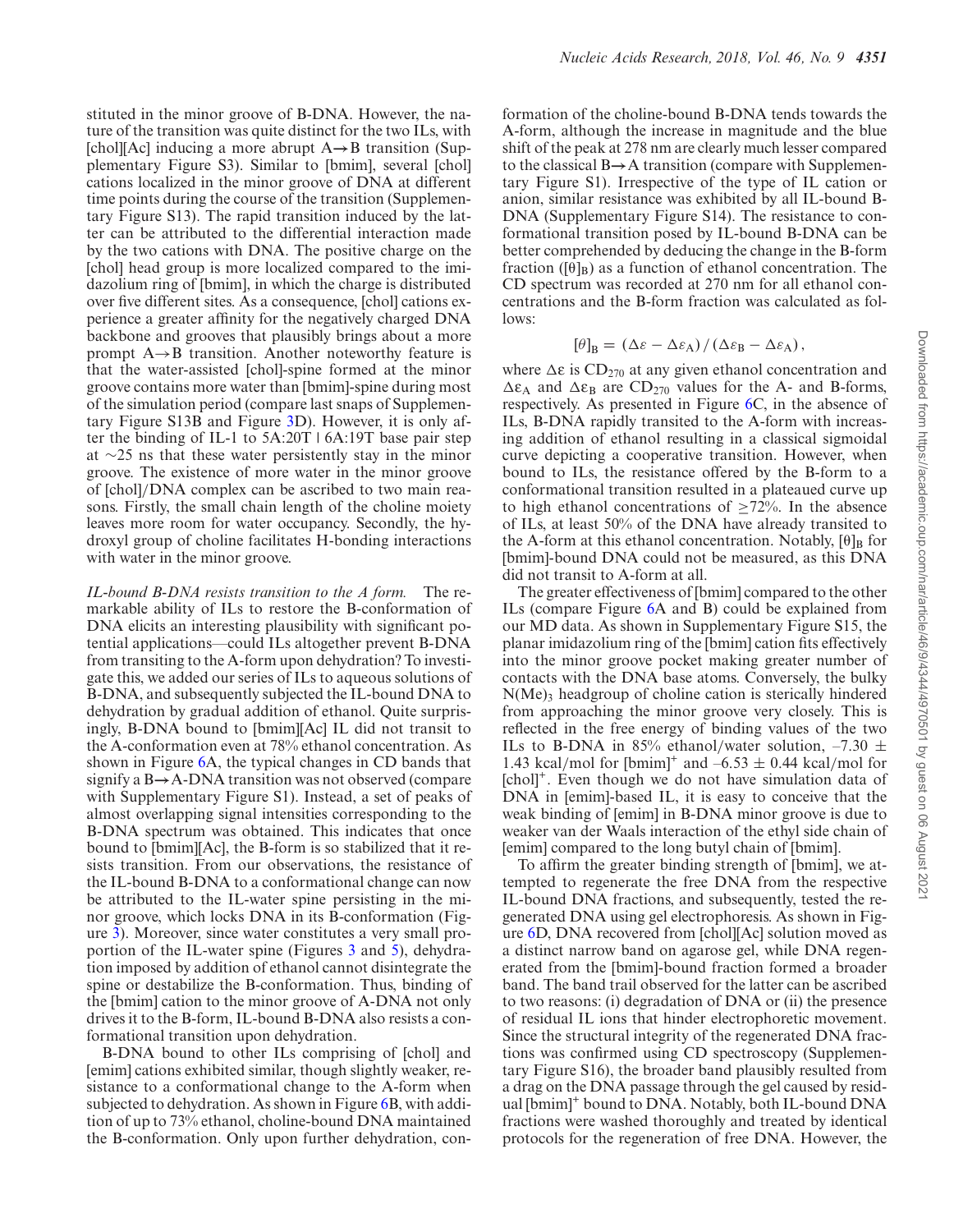stituted in the minor groove of B-DNA. However, the nature of the transition was quite distinct for the two ILs, with [chol][Ac] inducing a more abrupt A→B transition (Supplementary Figure S3). Similar to [bmim], several [chol] cations localized in the minor groove of DNA at different time points during the course of the transition (Supplementary Figure S13). The rapid transition induced by the latter can be attributed to the differential interaction made by the two cations with DNA. The positive charge on the [chol] head group is more localized compared to the imidazolium ring of [bmim], in which the charge is distributed over five different sites. As a consequence, [chol] cations experience a greater affinity for the negatively charged DNA backbone and grooves that plausibly brings about a more prompt A→B transition. Another noteworthy feature is that the water-assisted [chol]-spine formed at the minor groove contains more water than [bmim]-spine during most of the simulation period (compare last snaps of Supplementary Figure S13B and Figure 3D). However, it is only after the binding of IL-1 to 5A:20T | 6A:19T base pair step at ∼25 ns that these water persistently stay in the minor groove. The existence of more water in the minor groove of [chol]/DNA complex can be ascribed to two main reasons. Firstly, the small chain length of the choline moiety leaves more room for water occupancy. Secondly, the hydroxyl group of choline facilitates H-bonding interactions with water in the minor groove.

*IL-bound B-DNA resists transition to the A form.* The remarkable ability of ILs to restore the B-conformation of DNA elicits an interesting plausibility with significant potential applications—could ILs altogether prevent B-DNA from transiting to the A-form upon dehydration? To investigate this, we added our series of ILs to aqueous solutions of B-DNA, and subsequently subjected the IL-bound DNA to dehydration by gradual addition of ethanol. Quite surprisingly, B-DNA bound to [bmim][Ac] IL did not transit to the A-conformation even at 78% ethanol concentration. As shown in Figure 6A, the typical changes in CD bands that signify a B→A-DNA transition was not observed (compare with Supplementary Figure S1). Instead, a set of peaks of almost overlapping signal intensities corresponding to the B-DNA spectrum was obtained. This indicates that once bound to [bmim][Ac], the B-form is so stabilized that it resists transition. From our observations, the resistance of the IL-bound B-DNA to a conformational change can now be attributed to the IL-water spine persisting in the minor groove, which locks DNA in its B-conformation (Figure 3). Moreover, since water constitutes a very small proportion of the IL-water spine (Figures 3 and 5), dehydration imposed by addition of ethanol cannot disintegrate the spine or destabilize the B-conformation. Thus, binding of the [bmim] cation to the minor groove of A-DNA not only drives it to the B-form, IL-bound B-DNA also resists a conformational transition upon dehydration.

B-DNA bound to other ILs comprising of [chol] and [emim] cations exhibited similar, though slightly weaker, resistance to a conformational change to the A-form when subjected to dehydration. As shown in Figure 6B, with addition of up to 73% ethanol, choline-bound DNA maintained the B-conformation. Only upon further dehydration, conformation of the choline-bound B-DNA tends towards the A-form, although the increase in magnitude and the blue shift of the peak at 278 nm are clearly much lesser compared to the classical B→A transition (compare with Supplementary Figure S1). Irrespective of the type of IL cation or anion, similar resistance was exhibited by all IL-bound B-DNA (Supplementary Figure S14). The resistance to conformational transition posed by IL-bound B-DNA can be better comprehended by deducing the change in the B-form fraction ($[\theta]_B$) as a function of ethanol concentration. The CD spectrum was recorded at 270 nm for all ethanol concentrations and the B-form fraction was calculated as follows:

$$[\theta]_B = (\Delta\varepsilon - \Delta\varepsilon_A)\,/\,(\Delta\varepsilon_B - \Delta\varepsilon_A),$$

where $\Delta\varepsilon$ is $CD_{270}$ at any given ethanol concentration and $\Delta\varepsilon_A$ and $\Delta\varepsilon_B$ are $CD_{270}$ values for the A- and B-forms, respectively. As presented in Figure 6C, in the absence of ILs, B-DNA rapidly transited to the A-form with increasing addition of ethanol resulting in a classical sigmoidal curve depicting a cooperative transition. However, when bound to ILs, the resistance offered by the B-form to a conformational transition resulted in a plateaued curve up to high ethanol concentrations of ≥72%. In the absence of ILs, at least 50% of the DNA have already transited to the A-form at this ethanol concentration. Notably, $[\theta]_B$ for [bmim]-bound DNA could not be measured, as this DNA did not transit to A-form at all.

The greater effectiveness of [bmim] compared to the other ILs (compare Figure 6A and B) could be explained from our MD data. As shown in Supplementary Figure S15, the planar imidazolium ring of the [bmim] cation fits effectively into the minor groove pocket making greater number of contacts with the DNA base atoms. Conversely, the bulky $N(Me)_3$ headgroup of choline cation is sterically hindered from approaching the minor groove very closely. This is reflected in the free energy of binding values of the two ILs to B-DNA in 85% ethanol/water solution, –7.30 ± 1.43 kcal/mol for $[bmim]^+$ and –6.53 ± 0.44 kcal/mol for $[chol]^+$. Even though we do not have simulation data of DNA in [emim]-based IL, it is easy to conceive that the weak binding of [emim] in B-DNA minor groove is due to weaker van der Waals interaction of the ethyl side chain of [emim] compared to the long butyl chain of [bmim].

To affirm the greater binding strength of [bmim], we attempted to regenerate the free DNA from the respective IL-bound DNA fractions, and subsequently, tested the regenerated DNA using gel electrophoresis. As shown in Figure 6D, DNA recovered from [chol][Ac] solution moved as a distinct narrow band on agarose gel, while DNA regenerated from the [bmim]-bound fraction formed a broader band. The band trail observed for the latter can be ascribed to two reasons: (i) degradation of DNA or (ii) the presence of residual IL ions that hinder electrophoretic movement. Since the structural integrity of the regenerated DNA fractions was confirmed using CD spectroscopy (Supplementary Figure S16), the broader band plausibly resulted from a drag on the DNA passage through the gel caused by residual $[bmim]^+$ bound to DNA. Notably, both IL-bound DNA fractions were washed thoroughly and treated by identical protocols for the regeneration of free DNA. However, the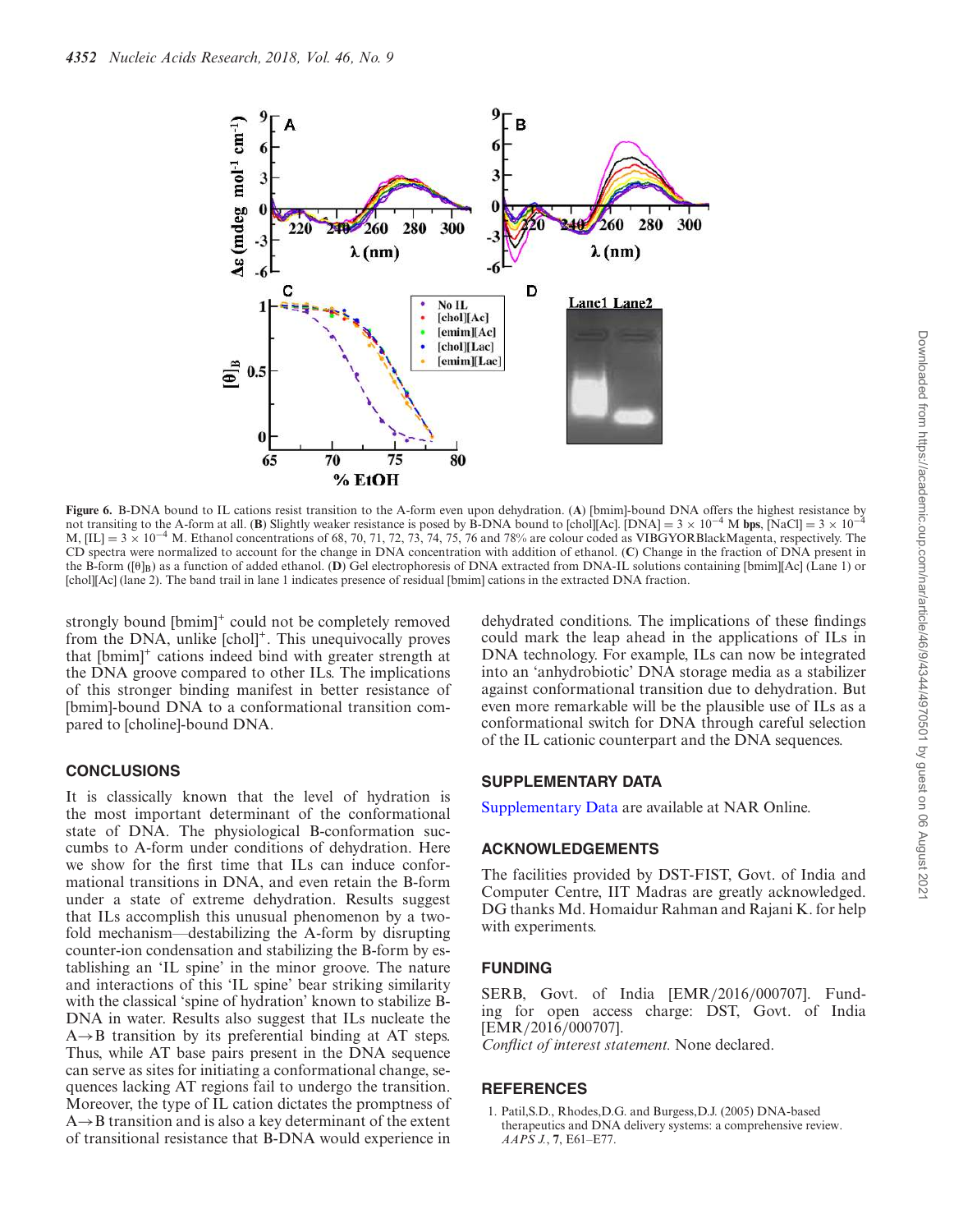A
9
6
3
0
-3
-6
Δε (mdeg mol⁻¹ cm⁻¹)
220 240 260 280 300
λ (nm)

B
9
6
3
0
-3
-6
220 240 260 280 300
λ (nm)

C
1
0.5
0
$[\theta]_B$
65 70 75 80
% EtOH

No IL
[chol][Ac]
[emim][Ac]
[chol][Lac]
[emim][Lac]

D
Lane1 Lane2

**Figure 6.** B-DNA bound to IL cations resist transition to the A-form even upon dehydration. (**A**) [bmim]-bound DNA offers the highest resistance by not transiting to the A-form at all. (**B**) Slightly weaker resistance is posed by B-DNA bound to [chol][Ac]. [DNA] = $3 \times 10^{-4}$ M **bps**, [NaCl] = $3 \times 10^{-4}$ M, [IL] = $3 \times 10^{-4}$ M. Ethanol concentrations of 68, 70, 71, 72, 73, 74, 75, 76 and 78% are colour coded as VIBGYORBlackMagenta, respectively. The CD spectra were normalized to account for the change in DNA concentration with addition of ethanol. (**C**) Change in the fraction of DNA present in the B-form ($[\theta]_B$) as a function of added ethanol. (**D**) Gel electrophoresis of DNA extracted from DNA-IL solutions containing [bmim][Ac] (Lane 1) or [chol][Ac] (lane 2). The band trail in lane 1 indicates presence of residual [bmim] cations in the extracted DNA fraction.

strongly bound $[bmim]^+$ could not be completely removed from the DNA, unlike $[chol]^+$. This unequivocally proves that $[bmim]^+$ cations indeed bind with greater strength at the DNA groove compared to other ILs. The implications of this stronger binding manifest in better resistance of [bmim]-bound DNA to a conformational transition compared to [choline]-bound DNA.

## CONCLUSIONS

It is classically known that the level of hydration is the most important determinant of the conformational state of DNA. The physiological B-conformation succumbs to A-form under conditions of dehydration. Here we show for the first time that ILs can induce conformational transitions in DNA, and even retain the B-form under a state of extreme dehydration. Results suggest that ILs accomplish this unusual phenomenon by a two-fold mechanism—destabilizing the A-form by disrupting counter-ion condensation and stabilizing the B-form by establishing an 'IL spine' in the minor groove. The nature and interactions of this 'IL spine' bear striking similarity with the classical 'spine of hydration' known to stabilize B-DNA in water. Results also suggest that ILs nucleate the A→B transition by its preferential binding at AT steps. Thus, while AT base pairs present in the DNA sequence can serve as sites for initiating a conformational change, sequences lacking AT regions fail to undergo the transition. Moreover, the type of IL cation dictates the promptness of A→B transition and is also a key determinant of the extent of transitional resistance that B-DNA would experience in dehydrated conditions. The implications of these findings could mark the leap ahead in the applications of ILs in DNA technology. For example, ILs can now be integrated into an 'anhydrobiotic' DNA storage media as a stabilizer against conformational transition due to dehydration. But even more remarkable will be the plausible use of ILs as a conformational switch for DNA through careful selection of the IL cationic counterpart and the DNA sequences.

## SUPPLEMENTARY DATA

Supplementary Data are available at NAR Online.

## ACKNOWLEDGEMENTS

The facilities provided by DST-FIST, Govt. of India and Computer Centre, IIT Madras are greatly acknowledged. DG thanks Md. Homaidur Rahman and Rajani K. for help with experiments.

## FUNDING

SERB, Govt. of India [EMR/2016/000707]. Funding for open access charge: DST, Govt. of India [EMR/2016/000707].

*Conflict of interest statement.* None declared.

## REFERENCES

1. Patil,S.D., Rhodes,D.G. and Burgess,D.J. (2005) DNA-based therapeutics and DNA delivery systems: a comprehensive review. *AAPS J.*, **7**, E61–E77.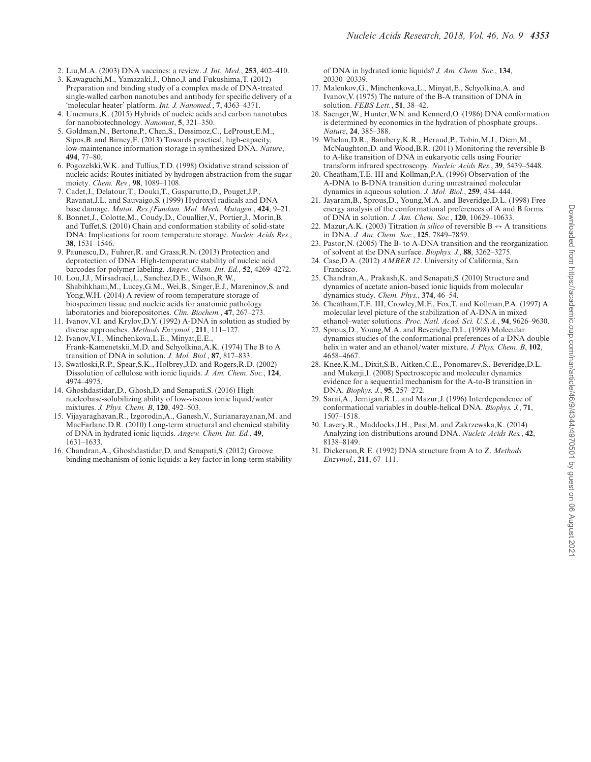2. Liu,M.A. (2003) DNA vaccines: a review. *J. Int. Med.*, **253**, 402–410.
3. Kawaguchi,M., Yamazaki,J., Ohno,J. and Fukushima,T. (2012) Preparation and binding study of a complex made of DNA-treated single-walled carbon nanotubes and antibody for specific delivery of a 'molecular heater' platform. *Int. J. Nanomed.*, **7**, 4363–4371.
4. Umemura,K. (2015) Hybrids of nucleic acids and carbon nanotubes for nanobiotechnology. *Nanomat*, **5**, 321–350.
5. Goldman,N., Bertone,P., Chen,S., Dessimoz,C., LeProust,E.M., Sipos,B. and Birney,E. (2013) Towards practical, high-capacity, low-maintenance information storage in synthesized DNA. *Nature*, **494**, 77–80.
6. Pogozelski,W.K. and Tullius,T.D. (1998) Oxidative strand scission of nucleic acids: Routes initiated by hydrogen abstraction from the sugar moiety. *Chem. Rev.*, **98**, 1089–1108.
7. Cadet,J., Delatour,T., Douki,T., Gasparutto,D., Pouget,J.P., Ravanat,J.L. and Sauvaigo,S. (1999) Hydroxyl radicals and DNA base damage. *Mutat. Res./Fundam. Mol. Mech. Mutagen.*, **424**, 9–21.
8. Bonnet,J., Colotte,M., Coudy,D., Couallier,V., Portier,J., Morin,B. and Tuffet,S. (2010) Chain and conformation stability of solid-state DNA: Implications for room temperature storage. *Nucleic Acids Res.*, **38**, 1531–1546.
9. Paunescu,D., Fuhrer,R. and Grass,R.N. (2013) Protection and deprotection of DNA: High-temperature stability of nucleic acid barcodes for polymer labeling. *Angew. Chem. Int. Ed.*, **52**, 4269–4272.
10. Lou,J.J., Mirsadraei,L., Sanchez,D.E., Wilson,R.W., Shabihkhani,M., Lucey,G.M., Wei,B., Singer,E.J., Mareninov,S. and Yong,W.H. (2014) A review of room temperature storage of biospecimen tissue and nucleic acids for anatomic pathology laboratories and biorepositories. *Clin. Biochem.*, **47**, 267–273.
11. Ivanov,V.I. and Krylov,D.Y. (1992) A-DNA in solution as studied by diverse approaches. *Methods Enzymol.*, **211**, 111–127.
12. Ivanov,V.I., Minchenkova,L.E., Minyat,E.E., Frank-Kamenetskii,M.D. and Schyolkina,A.K. (1974) The B to A transition of DNA in solution. *J. Mol. Biol.*, **87**, 817–833.
13. Swatloski,R.P., Spear,S.K., Holbrey,J.D. and Rogers,R.D. (2002) Dissolution of cellulose with ionic liquids. *J. Am. Chem. Soc.*, **124**, 4974–4975.
14. Ghoshdastidar,D., Ghosh,D. and Senapati,S. (2016) High nucleobase-solubilizing ability of low-viscous ionic liquid/water mixtures. *J. Phys. Chem. B*, **120**, 492–503.
15. Vijayaraghavan,R., Izgorodin,A., Ganesh,V., Surianarayanan,M. and MacFarlane,D.R. (2010) Long-term structural and chemical stability of DNA in hydrated ionic liquids. *Angew. Chem. Int. Ed.*, **49**, 1631–1633.
16. Chandran,A., Ghoshdastidar,D. and Senapati,S. (2012) Groove binding mechanism of ionic liquids: a key factor in long-term stability of DNA in hydrated ionic liquids? *J. Am. Chem. Soc.*, **134**, 20330–20339.
17. Malenkov,G., Minchenkova,L., Minyat,E., Schyolkina,A. and Ivanov,V. (1975) The nature of the B-A transition of DNA in solution. *FEBS Lett.*, **51**, 38–42.
18. Saenger,W., Hunter,W.N. and Kennerd,O. (1986) DNA conformation is determined by economics in the hydration of phosphate groups. *Nature*, **24**, 385–388.
19. Whelan,D.R., Bambery,K.R., Heraud,P., Tobin,M.J., Diem,M., McNaughton,D. and Wood,B.R. (2011) Monitoring the reversible B to A-like transition of DNA in eukaryotic cells using Fourier transform infrared spectroscopy. *Nucleic Acids Res.*, **39**, 5439–5448.
20. Cheatham,T.E. III and Kollman,P.A. (1996) Observation of the A-DNA to B-DNA transition during unrestrained molecular dynamics in aqueous solution. *J. Mol. Biol.*, **259**, 434–444.
21. Jayaram,B., Sprous,D., Young,M.A. and Beveridge,D.L. (1998) Free energy analysis of the conformational preferences of A and B forms of DNA in solution. *J. Am. Chem. Soc.*, **120**, 10629–10633.
22. Mazur,A.K. (2003) Titration *in silico* of reversible B $\leftrightarrow$ A transitions in DNA. *J. Am. Chem. Soc.*, **125**, 7849–7859.
23. Pastor,N. (2005) The B- to A-DNA transition and the reorganization of solvent at the DNA surface. *Biophys. J.*, **88**, 3262–3275.
24. Case,D.A. (2012) *AMBER 12*. University of California, San Francisco.
25. Chandran,A., Prakash,K. and Senapati,S. (2010) Structure and dynamics of acetate anion-based ionic liquids from molecular dynamics study. *Chem. Phys.*, **374**, 46–54.
26. Cheatham,T.E. III, Crowley,M.F., Fox,T. and Kollman,P.A. (1997) A molecular level picture of the stabilization of A-DNA in mixed ethanol–water solutions. *Proc. Natl. Acad. Sci. U.S.A.*, **94**, 9626–9630.
27. Sprous,D., Young,M.A. and Beveridge,D.L. (1998) Molecular dynamics studies of the conformational preferences of a DNA double helix in water and an ethanol/water mixture. *J. Phys. Chem. B*, **102**, 4658–4667.
28. Knee,K.M., Dixit,S.B., Aitken,C.E., Ponomarev,S., Beveridge,D.L. and Mukerji,I. (2008) Spectroscopic and molecular dynamics evidence for a sequential mechanism for the A-to-B transition in DNA. *Biophys. J.*, **95**, 257–272.
29. Sarai,A., Jernigan,R.L. and Mazur,J. (1996) Interdependence of conformational variables in double-helical DNA. *Biophys. J.*, **71**, 1507–1518.
30. Lavery,R., Maddocks,J.H., Pasi,M. and Zakrzewska,K. (2014) Analyzing ion distributions around DNA. *Nucleic Acids Res.*, **42**, 8138–8149.
31. Dickerson,R.E. (1992) DNA structure from A to Z. *Methods Enzymol.*, **211**, 67–111.